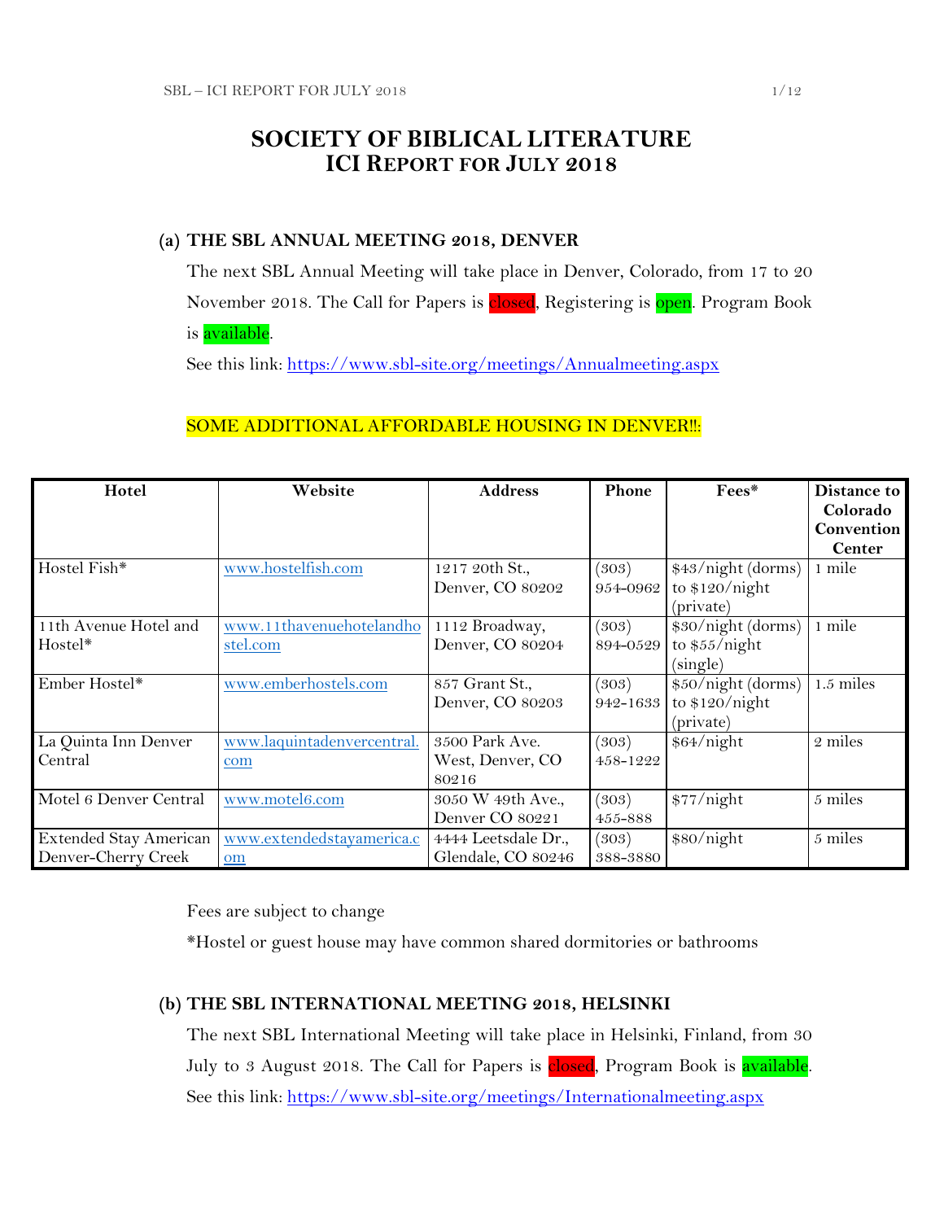# SOCIETY OF BIBLICAL LITERATURE
## ICI REPORT FOR JULY 2018

### (a) THE SBL ANNUAL MEETING 2018, DENVER

The next SBL Annual Meeting will take place in Denver, Colorado, from 17 to 20 November 2018. The Call for Papers is closed, Registering is open. Program Book is available.

See this link: https://www.sbl-site.org/meetings/Annualmeeting.aspx

SOME ADDITIONAL AFFORDABLE HOUSING IN DENVER!!:

| Hotel | Website | Address | Phone | Fees* | Distance to Colorado Convention Center |
|---|---|---|---|---|---|
| Hostel Fish* | www.hostelfish.com | 1217 20th St., Denver, CO 80202 | (303) 954-0962 | $43/night (dorms) to $120/night (private) | 1 mile |
| 11th Avenue Hotel and Hostel* | www.11thavenuehotelandhostel.com | 1112 Broadway, Denver, CO 80204 | (303) 894-0529 | $30/night (dorms) to $55/night (single) | 1 mile |
| Ember Hostel* | www.emberhostels.com | 857 Grant St., Denver, CO 80203 | (303) 942-1633 | $50/night (dorms) to $120/night (private) | 1.5 miles |
| La Quinta Inn Denver Central | www.laquintadenvercentral.com | 3500 Park Ave. West, Denver, CO 80216 | (303) 458-1222 | $64/night | 2 miles |
| Motel 6 Denver Central | www.motel6.com | 3050 W 49th Ave., Denver CO 80221 | (303) 455-888 | $77/night | 5 miles |
| Extended Stay American Denver-Cherry Creek | www.extendedstayamerica.com | 4444 Leetsdale Dr., Glendale, CO 80246 | (303) 388-3880 | $80/night | 5 miles |

Fees are subject to change

*Hostel or guest house may have common shared dormitories or bathrooms

### (b) THE SBL INTERNATIONAL MEETING 2018, HELSINKI

The next SBL International Meeting will take place in Helsinki, Finland, from 30 July to 3 August 2018. The Call for Papers is closed, Program Book is available.

See this link: https://www.sbl-site.org/meetings/Internationalmeeting.aspx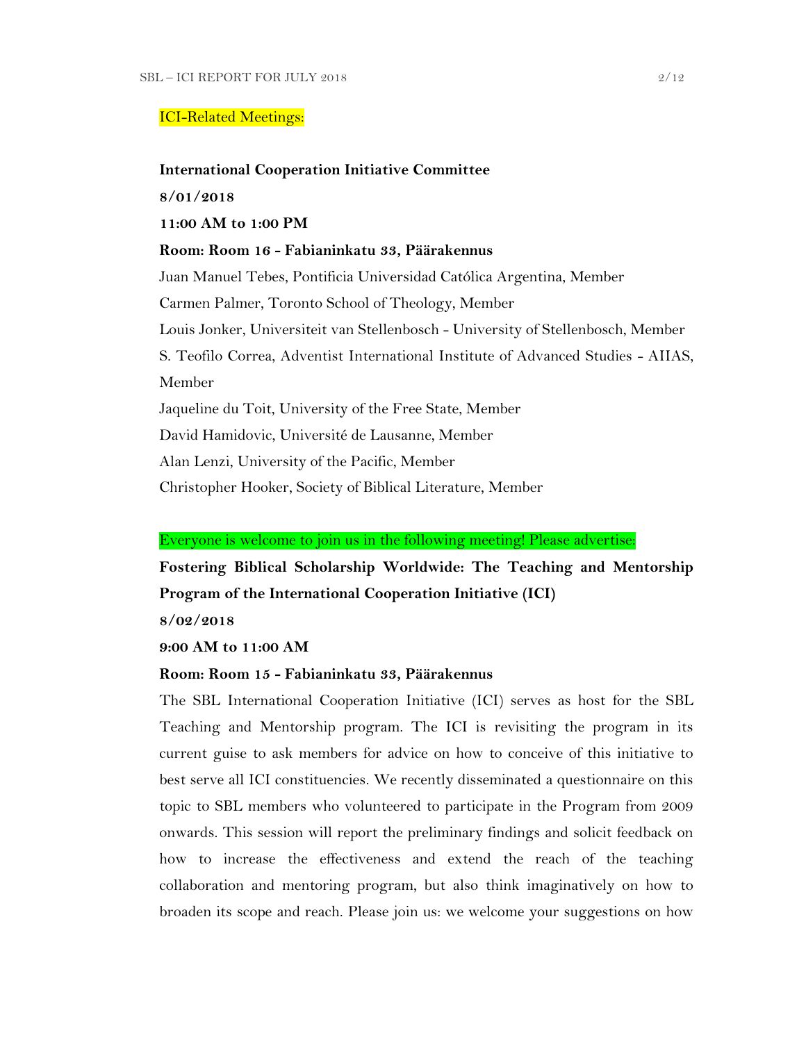ICI-Related Meetings:

**International Cooperation Initiative Committee**

**8/01/2018**

**11:00 AM to 1:00 PM**

**Room: Room 16 - Fabianinkatu 33, Päärakennus**

Juan Manuel Tebes, Pontificia Universidad Católica Argentina, Member

Carmen Palmer, Toronto School of Theology, Member

Louis Jonker, Universiteit van Stellenbosch - University of Stellenbosch, Member

S. Teofilo Correa, Adventist International Institute of Advanced Studies - AIIAS, Member

Jaqueline du Toit, University of the Free State, Member

David Hamidovic, Université de Lausanne, Member

Alan Lenzi, University of the Pacific, Member

Christopher Hooker, Society of Biblical Literature, Member

Everyone is welcome to join us in the following meeting! Please advertise:

**Fostering Biblical Scholarship Worldwide: The Teaching and Mentorship Program of the International Cooperation Initiative (ICI)**

**8/02/2018**

**9:00 AM to 11:00 AM**

**Room: Room 15 - Fabianinkatu 33, Päärakennus**

The SBL International Cooperation Initiative (ICI) serves as host for the SBL Teaching and Mentorship program. The ICI is revisiting the program in its current guise to ask members for advice on how to conceive of this initiative to best serve all ICI constituencies. We recently disseminated a questionnaire on this topic to SBL members who volunteered to participate in the Program from 2009 onwards. This session will report the preliminary findings and solicit feedback on how to increase the effectiveness and extend the reach of the teaching collaboration and mentoring program, but also think imaginatively on how to broaden its scope and reach. Please join us: we welcome your suggestions on how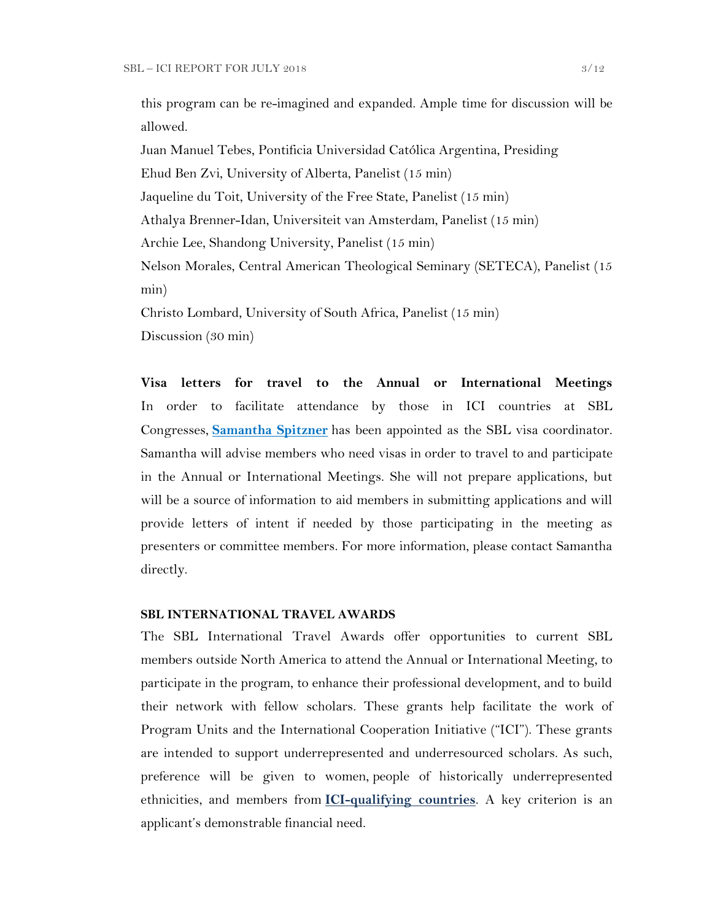this program can be re-imagined and expanded. Ample time for discussion will be allowed.

Juan Manuel Tebes, Pontificia Universidad Católica Argentina, Presiding

Ehud Ben Zvi, University of Alberta, Panelist (15 min)

Jaqueline du Toit, University of the Free State, Panelist (15 min)

Athalya Brenner-Idan, Universiteit van Amsterdam, Panelist (15 min)

Archie Lee, Shandong University, Panelist (15 min)

Nelson Morales, Central American Theological Seminary (SETECA), Panelist (15 min)

Christo Lombard, University of South Africa, Panelist (15 min)

Discussion (30 min)

**Visa letters for travel to the Annual or International Meetings**

In order to facilitate attendance by those in ICI countries at SBL Congresses, **Samantha Spitzner** has been appointed as the SBL visa coordinator. Samantha will advise members who need visas in order to travel to and participate in the Annual or International Meetings. She will not prepare applications, but will be a source of information to aid members in submitting applications and will provide letters of intent if needed by those participating in the meeting as presenters or committee members. For more information, please contact Samantha directly.

### SBL INTERNATIONAL TRAVEL AWARDS

The SBL International Travel Awards offer opportunities to current SBL members outside North America to attend the Annual or International Meeting, to participate in the program, to enhance their professional development, and to build their network with fellow scholars. These grants help facilitate the work of Program Units and the International Cooperation Initiative ("ICI"). These grants are intended to support underrepresented and underresourced scholars. As such, preference will be given to women, people of historically underrepresented ethnicities, and members from **ICI-qualifying countries**. A key criterion is an applicant's demonstrable financial need.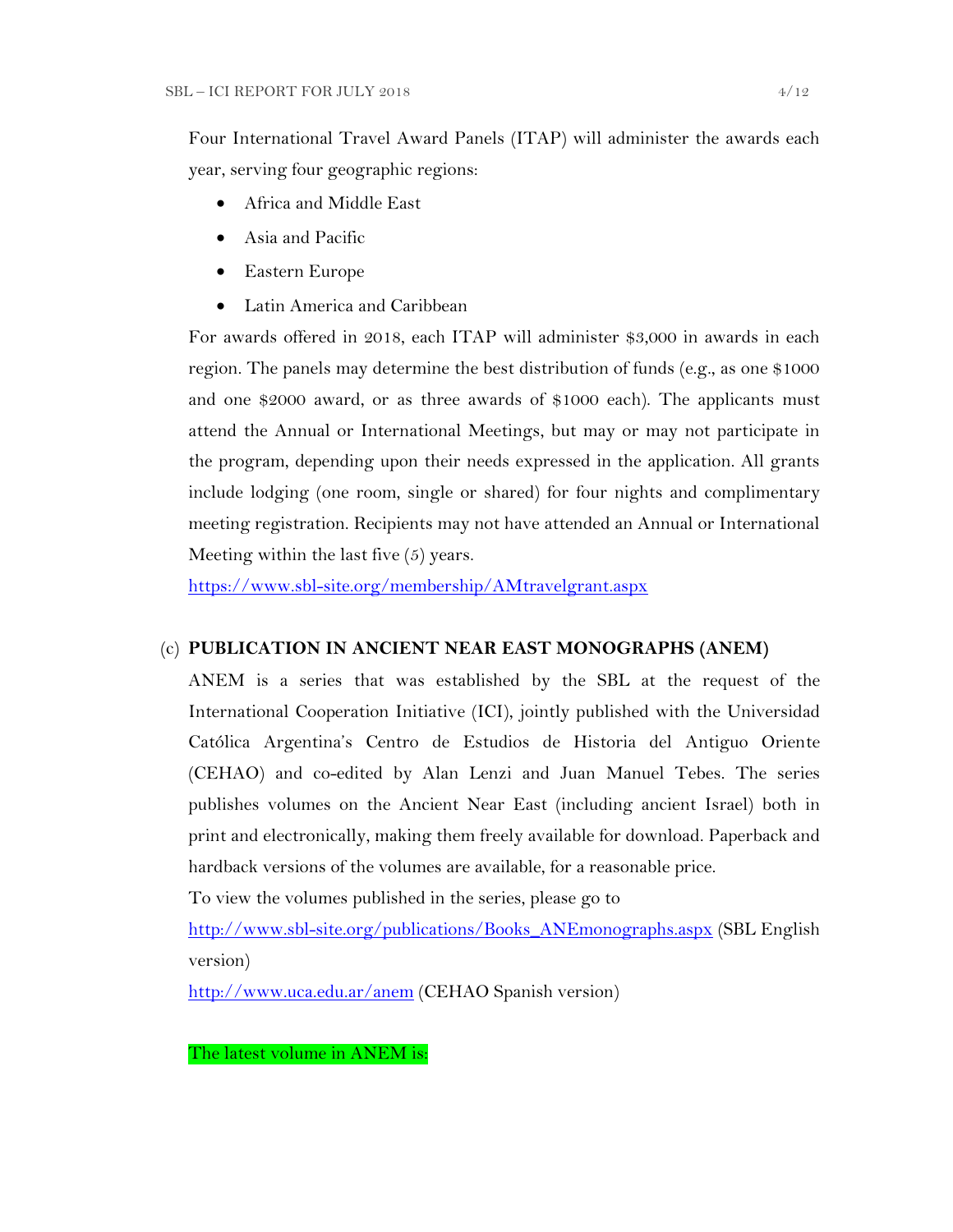Four International Travel Award Panels (ITAP) will administer the awards each year, serving four geographic regions:

- Africa and Middle East
- Asia and Pacific
- Eastern Europe
- Latin America and Caribbean

For awards offered in 2018, each ITAP will administer $3,000 in awards in each region. The panels may determine the best distribution of funds (e.g., as one $1000 and one $2000 award, or as three awards of $1000 each). The applicants must attend the Annual or International Meetings, but may or may not participate in the program, depending upon their needs expressed in the application. All grants include lodging (one room, single or shared) for four nights and complimentary meeting registration. Recipients may not have attended an Annual or International Meeting within the last five (5) years.

https://www.sbl-site.org/membership/AMtravelgrant.aspx

(c) **PUBLICATION IN ANCIENT NEAR EAST MONOGRAPHS (ANEM)**

ANEM is a series that was established by the SBL at the request of the International Cooperation Initiative (ICI), jointly published with the Universidad Católica Argentina's Centro de Estudios de Historia del Antiguo Oriente (CEHAO) and co-edited by Alan Lenzi and Juan Manuel Tebes. The series publishes volumes on the Ancient Near East (including ancient Israel) both in print and electronically, making them freely available for download. Paperback and hardback versions of the volumes are available, for a reasonable price.

To view the volumes published in the series, please go to

http://www.sbl-site.org/publications/Books_ANEmonographs.aspx (SBL English version)

http://www.uca.edu.ar/anem (CEHAO Spanish version)

The latest volume in ANEM is: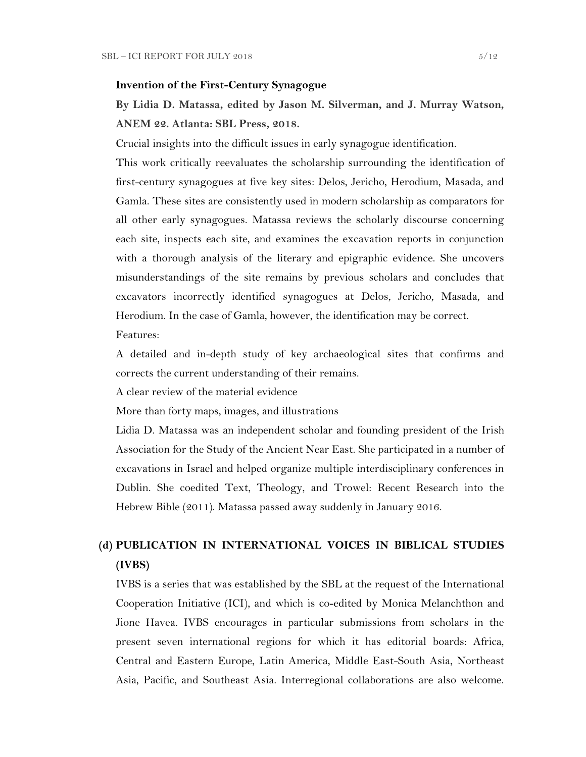**Invention of the First-Century Synagogue**

**By Lidia D. Matassa, edited by Jason M. Silverman, and J. Murray Watson, ANEM 22. Atlanta: SBL Press, 2018.**

Crucial insights into the difficult issues in early synagogue identification.

This work critically reevaluates the scholarship surrounding the identification of first-century synagogues at five key sites: Delos, Jericho, Herodium, Masada, and Gamla. These sites are consistently used in modern scholarship as comparators for all other early synagogues. Matassa reviews the scholarly discourse concerning each site, inspects each site, and examines the excavation reports in conjunction with a thorough analysis of the literary and epigraphic evidence. She uncovers misunderstandings of the site remains by previous scholars and concludes that excavators incorrectly identified synagogues at Delos, Jericho, Masada, and Herodium. In the case of Gamla, however, the identification may be correct.

Features:

A detailed and in-depth study of key archaeological sites that confirms and corrects the current understanding of their remains.

A clear review of the material evidence

More than forty maps, images, and illustrations

Lidia D. Matassa was an independent scholar and founding president of the Irish Association for the Study of the Ancient Near East. She participated in a number of excavations in Israel and helped organize multiple interdisciplinary conferences in Dublin. She coedited Text, Theology, and Trowel: Recent Research into the Hebrew Bible (2011). Matassa passed away suddenly in January 2016.

## (d) PUBLICATION IN INTERNATIONAL VOICES IN BIBLICAL STUDIES (IVBS)

IVBS is a series that was established by the SBL at the request of the International Cooperation Initiative (ICI), and which is co-edited by Monica Melanchthon and Jione Havea. IVBS encourages in particular submissions from scholars in the present seven international regions for which it has editorial boards: Africa, Central and Eastern Europe, Latin America, Middle East-South Asia, Northeast Asia, Pacific, and Southeast Asia. Interregional collaborations are also welcome.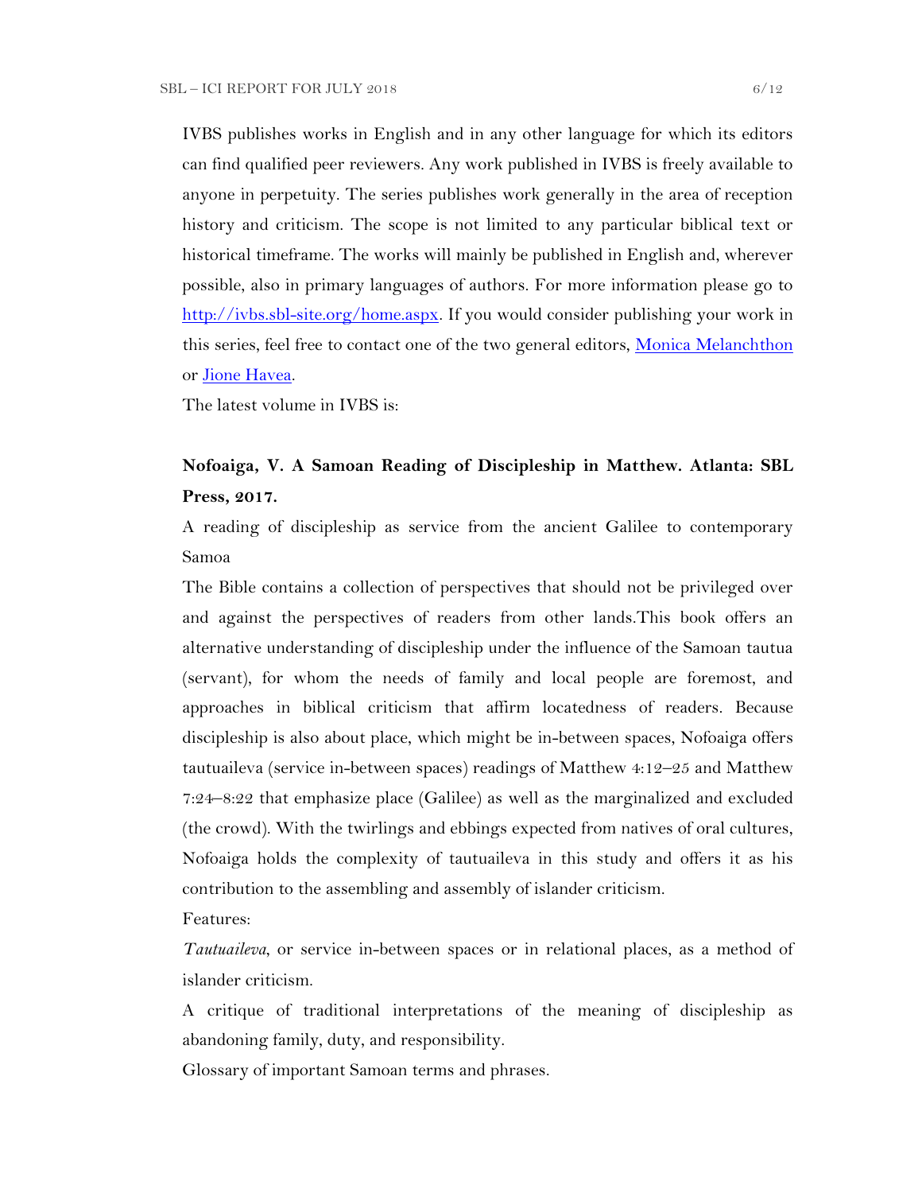IVBS publishes works in English and in any other language for which its editors can find qualified peer reviewers. Any work published in IVBS is freely available to anyone in perpetuity. The series publishes work generally in the area of reception history and criticism. The scope is not limited to any particular biblical text or historical timeframe. The works will mainly be published in English and, wherever possible, also in primary languages of authors. For more information please go to [http://ivbs.sbl-site.org/home.aspx](http://ivbs.sbl-site.org/home.aspx). If you would consider publishing your work in this series, feel free to contact one of the two general editors, Monica Melanchthon or Jione Havea.

The latest volume in IVBS is:

**Nofoaiga, V. A Samoan Reading of Discipleship in Matthew. Atlanta: SBL Press, 2017.**

A reading of discipleship as service from the ancient Galilee to contemporary Samoa

The Bible contains a collection of perspectives that should not be privileged over and against the perspectives of readers from other lands.This book offers an alternative understanding of discipleship under the influence of the Samoan tautua (servant), for whom the needs of family and local people are foremost, and approaches in biblical criticism that affirm locatedness of readers. Because discipleship is also about place, which might be in-between spaces, Nofoaiga offers tautuaileva (service in-between spaces) readings of Matthew 4:12–25 and Matthew 7:24–8:22 that emphasize place (Galilee) as well as the marginalized and excluded (the crowd). With the twirlings and ebbings expected from natives of oral cultures, Nofoaiga holds the complexity of tautuaileva in this study and offers it as his contribution to the assembling and assembly of islander criticism.

Features:

*Tautuaileva*, or service in-between spaces or in relational places, as a method of islander criticism.

A critique of traditional interpretations of the meaning of discipleship as abandoning family, duty, and responsibility.

Glossary of important Samoan terms and phrases.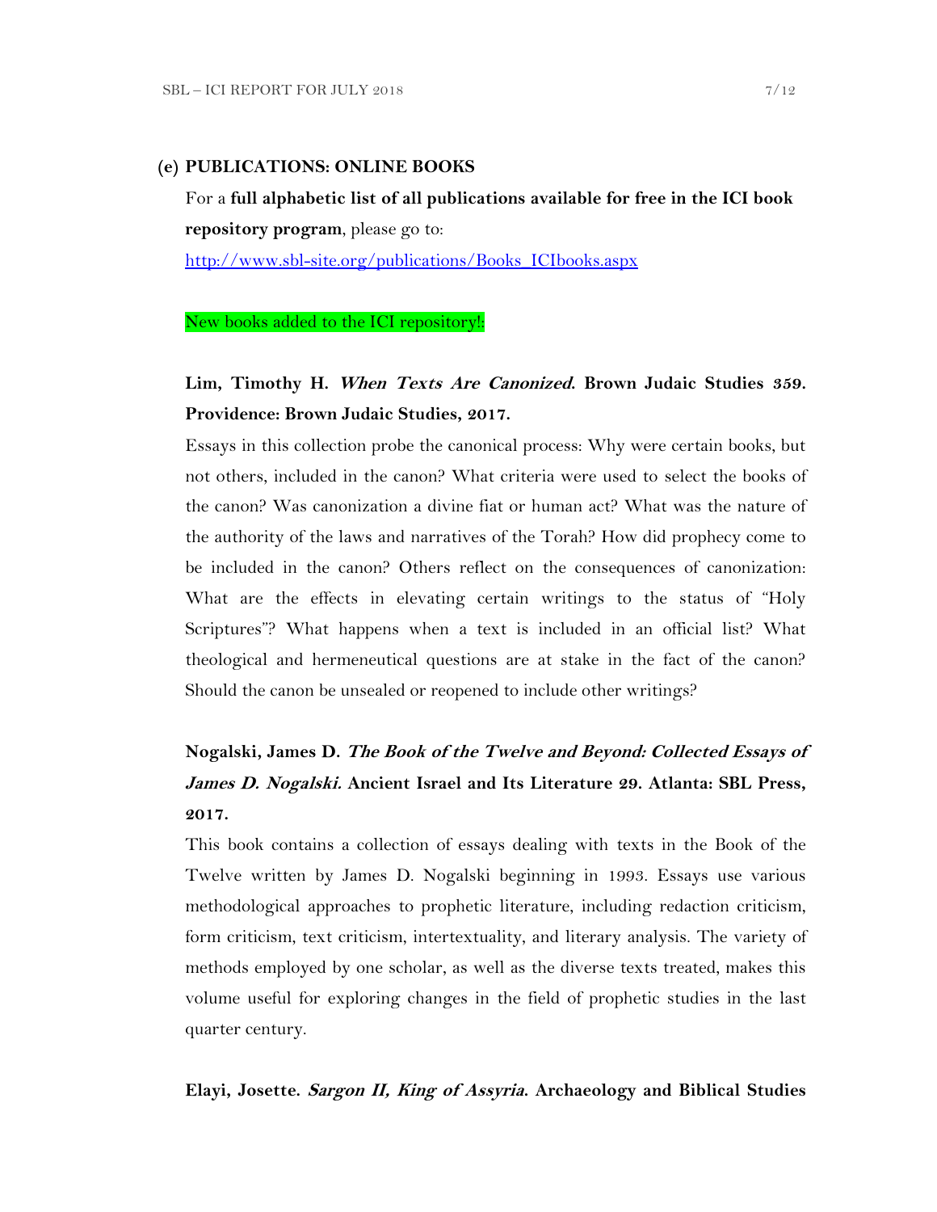### (e) PUBLICATIONS: ONLINE BOOKS

For a **full alphabetic list of all publications available for free in the ICI book repository program**, please go to:

http://www.sbl-site.org/publications/Books_ICIbooks.aspx

New books added to the ICI repository!:

**Lim, Timothy H. *When Texts Are Canonized.* Brown Judaic Studies 359. Providence: Brown Judaic Studies, 2017.**

Essays in this collection probe the canonical process: Why were certain books, but not others, included in the canon? What criteria were used to select the books of the canon? Was canonization a divine fiat or human act? What was the nature of the authority of the laws and narratives of the Torah? How did prophecy come to be included in the canon? Others reflect on the consequences of canonization: What are the effects in elevating certain writings to the status of "Holy Scriptures"? What happens when a text is included in an official list? What theological and hermeneutical questions are at stake in the fact of the canon? Should the canon be unsealed or reopened to include other writings?

**Nogalski, James D. *The Book of the Twelve and Beyond: Collected Essays of James D. Nogalski.* Ancient Israel and Its Literature 29. Atlanta: SBL Press, 2017.**

This book contains a collection of essays dealing with texts in the Book of the Twelve written by James D. Nogalski beginning in 1993. Essays use various methodological approaches to prophetic literature, including redaction criticism, form criticism, text criticism, intertextuality, and literary analysis. The variety of methods employed by one scholar, as well as the diverse texts treated, makes this volume useful for exploring changes in the field of prophetic studies in the last quarter century.

**Elayi, Josette. *Sargon II, King of Assyria.* Archaeology and Biblical Studies**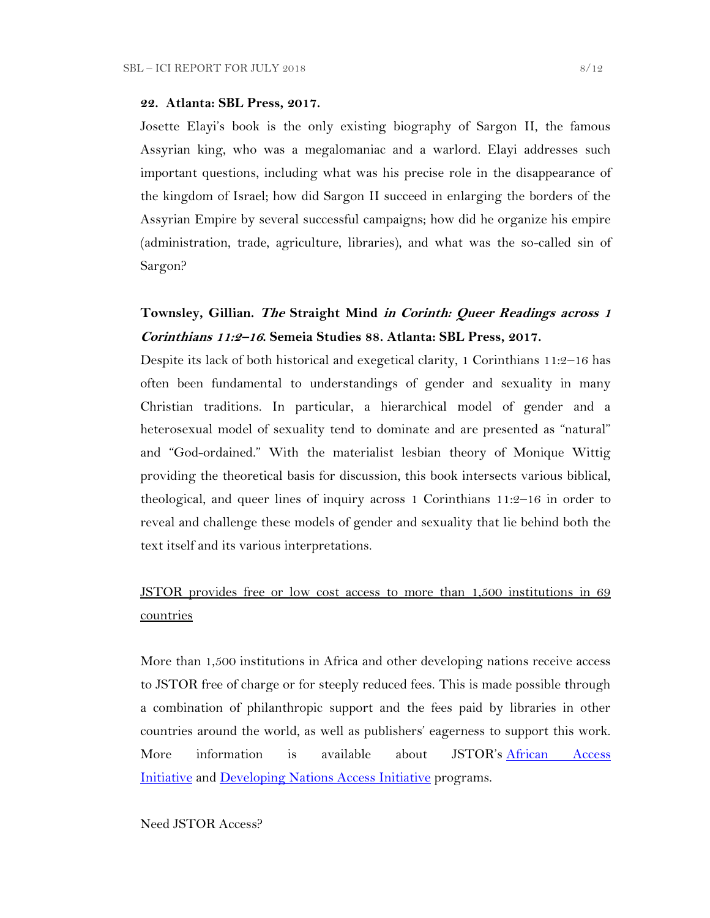**22. Atlanta: SBL Press, 2017.**

Josette Elayi's book is the only existing biography of Sargon II, the famous Assyrian king, who was a megalomaniac and a warlord. Elayi addresses such important questions, including what was his precise role in the disappearance of the kingdom of Israel; how did Sargon II succeed in enlarging the borders of the Assyrian Empire by several successful campaigns; how did he organize his empire (administration, trade, agriculture, libraries), and what was the so-called sin of Sargon?

**Townsley, Gillian. *The* Straight Mind *in Corinth: Queer Readings across 1 Corinthians 11:2–16*. Semeia Studies 88. Atlanta: SBL Press, 2017.**

Despite its lack of both historical and exegetical clarity, 1 Corinthians 11:2–16 has often been fundamental to understandings of gender and sexuality in many Christian traditions. In particular, a hierarchical model of gender and a heterosexual model of sexuality tend to dominate and are presented as "natural" and "God-ordained." With the materialist lesbian theory of Monique Wittig providing the theoretical basis for discussion, this book intersects various biblical, theological, and queer lines of inquiry across 1 Corinthians 11:2–16 in order to reveal and challenge these models of gender and sexuality that lie behind both the text itself and its various interpretations.

<u>JSTOR provides free or low cost access to more than 1,500 institutions in 69 countries</u>

More than 1,500 institutions in Africa and other developing nations receive access to JSTOR free of charge or for steeply reduced fees. This is made possible through a combination of philanthropic support and the fees paid by libraries in other countries around the world, as well as publishers' eagerness to support this work. More information is available about JSTOR's [African Access Initiative]() and [Developing Nations Access Initiative]() programs.

Need JSTOR Access?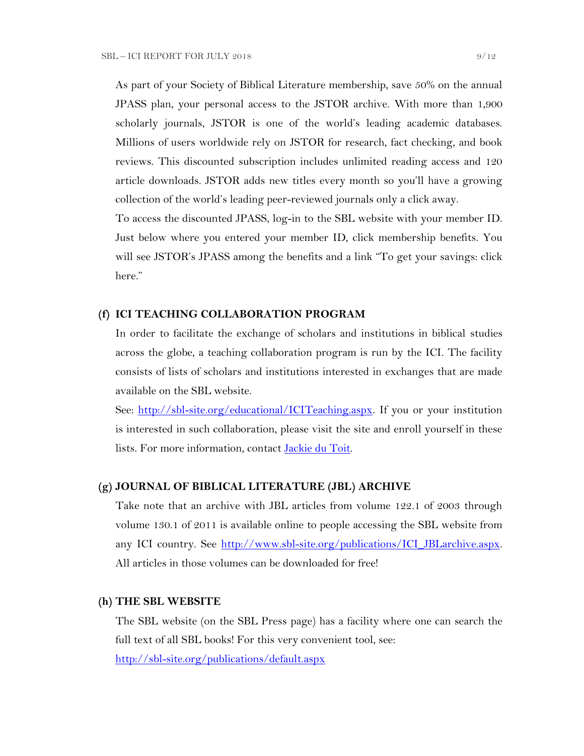As part of your Society of Biblical Literature membership, save 50% on the annual JPASS plan, your personal access to the JSTOR archive. With more than 1,900 scholarly journals, JSTOR is one of the world's leading academic databases. Millions of users worldwide rely on JSTOR for research, fact checking, and book reviews. This discounted subscription includes unlimited reading access and 120 article downloads. JSTOR adds new titles every month so you'll have a growing collection of the world's leading peer-reviewed journals only a click away.

To access the discounted JPASS, log-in to the SBL website with your member ID. Just below where you entered your member ID, click membership benefits. You will see JSTOR's JPASS among the benefits and a link "To get your savings: click here."

### (f) ICI TEACHING COLLABORATION PROGRAM

In order to facilitate the exchange of scholars and institutions in biblical studies across the globe, a teaching collaboration program is run by the ICI. The facility consists of lists of scholars and institutions interested in exchanges that are made available on the SBL website.

See: [http://sbl-site.org/educational/ICITeaching.aspx](http://sbl-site.org/educational/ICITeaching.aspx). If you or your institution is interested in such collaboration, please visit the site and enroll yourself in these lists. For more information, contact Jackie du Toit.

### (g) JOURNAL OF BIBLICAL LITERATURE (JBL) ARCHIVE

Take note that an archive with JBL articles from volume 122.1 of 2003 through volume 130.1 of 2011 is available online to people accessing the SBL website from any ICI country. See [http://www.sbl-site.org/publications/ICI_JBLarchive.aspx](http://www.sbl-site.org/publications/ICI_JBLarchive.aspx). All articles in those volumes can be downloaded for free!

### (h) THE SBL WEBSITE

The SBL website (on the SBL Press page) has a facility where one can search the full text of all SBL books! For this very convenient tool, see:

[http://sbl-site.org/publications/default.aspx](http://sbl-site.org/publications/default.aspx)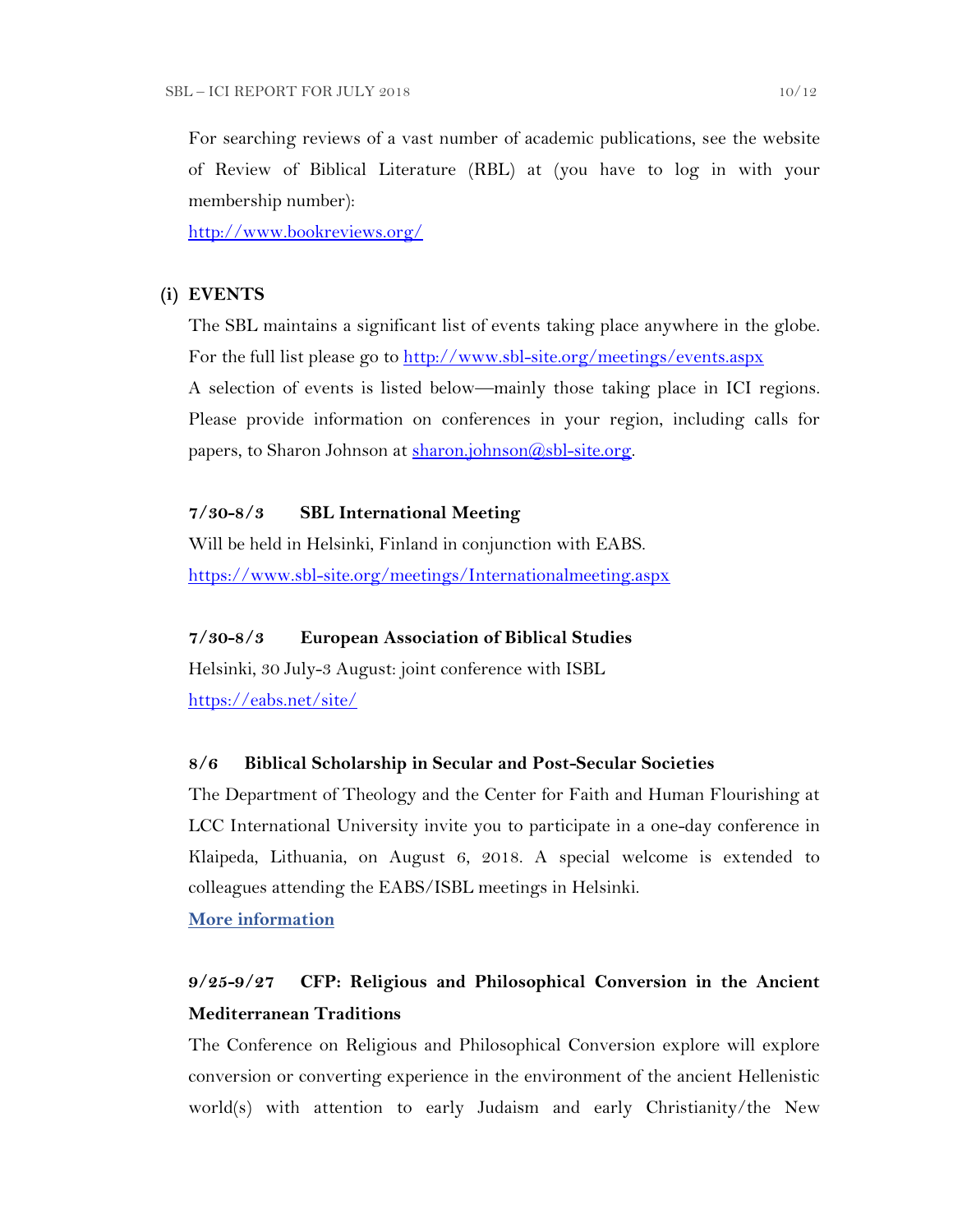For searching reviews of a vast number of academic publications, see the website of Review of Biblical Literature (RBL) at (you have to log in with your membership number):
http://www.bookreviews.org/

## (i) EVENTS

The SBL maintains a significant list of events taking place anywhere in the globe. For the full list please go to http://www.sbl-site.org/meetings/events.aspx
A selection of events is listed below—mainly those taking place in ICI regions. Please provide information on conferences in your region, including calls for papers, to Sharon Johnson at sharon.johnson@sbl-site.org.

**7/30-8/3 SBL International Meeting**
Will be held in Helsinki, Finland in conjunction with EABS.
https://www.sbl-site.org/meetings/Internationalmeeting.aspx

**7/30-8/3 European Association of Biblical Studies**
Helsinki, 30 July-3 August: joint conference with ISBL
https://eabs.net/site/

**8/6 Biblical Scholarship in Secular and Post-Secular Societies**
The Department of Theology and the Center for Faith and Human Flourishing at LCC International University invite you to participate in a one-day conference in Klaipeda, Lithuania, on August 6, 2018. A special welcome is extended to colleagues attending the EABS/ISBL meetings in Helsinki.
**More information**

**9/25-9/27 CFP: Religious and Philosophical Conversion in the Ancient Mediterranean Traditions**
The Conference on Religious and Philosophical Conversion explore will explore conversion or converting experience in the environment of the ancient Hellenistic world(s) with attention to early Judaism and early Christianity/the New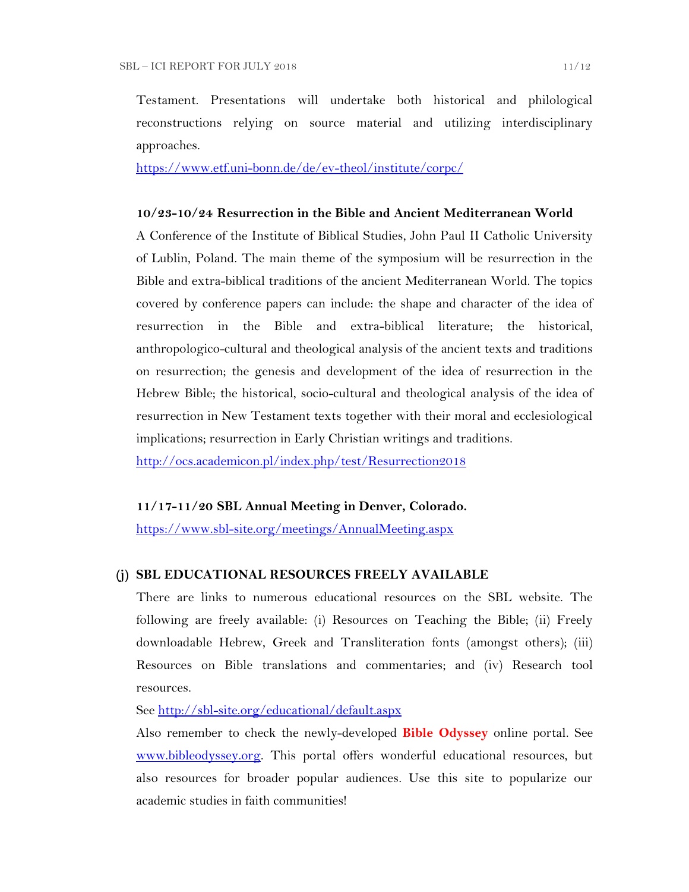Testament. Presentations will undertake both historical and philological reconstructions relying on source material and utilizing interdisciplinary approaches.

https://www.etf.uni-bonn.de/de/ev-theol/institute/corpc/

**10/23-10/24 Resurrection in the Bible and Ancient Mediterranean World**

A Conference of the Institute of Biblical Studies, John Paul II Catholic University of Lublin, Poland. The main theme of the symposium will be resurrection in the Bible and extra-biblical traditions of the ancient Mediterranean World. The topics covered by conference papers can include: the shape and character of the idea of resurrection in the Bible and extra-biblical literature; the historical, anthropologico-cultural and theological analysis of the ancient texts and traditions on resurrection; the genesis and development of the idea of resurrection in the Hebrew Bible; the historical, socio-cultural and theological analysis of the idea of resurrection in New Testament texts together with their moral and ecclesiological implications; resurrection in Early Christian writings and traditions.

http://ocs.academicon.pl/index.php/test/Resurrection2018

**11/17-11/20 SBL Annual Meeting in Denver, Colorado.**

https://www.sbl-site.org/meetings/AnnualMeeting.aspx

## (j) SBL EDUCATIONAL RESOURCES FREELY AVAILABLE

There are links to numerous educational resources on the SBL website. The following are freely available: (i) Resources on Teaching the Bible; (ii) Freely downloadable Hebrew, Greek and Transliteration fonts (amongst others); (iii) Resources on Bible translations and commentaries; and (iv) Research tool resources.

See http://sbl-site.org/educational/default.aspx

Also remember to check the newly-developed **Bible Odyssey** online portal. See www.bibleodyssey.org. This portal offers wonderful educational resources, but also resources for broader popular audiences. Use this site to popularize our academic studies in faith communities!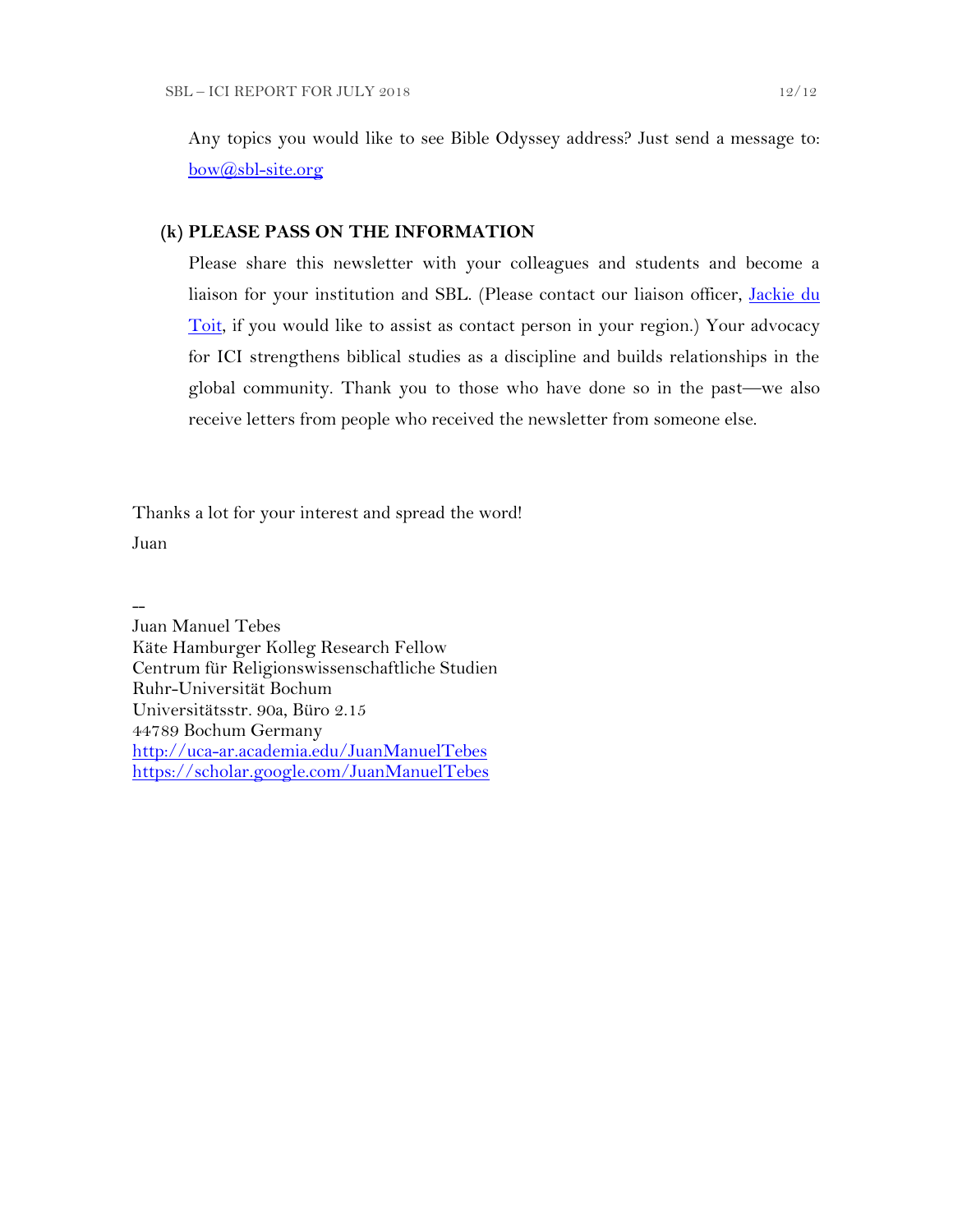Any topics you would like to see Bible Odyssey address? Just send a message to: [bow@sbl-site.org](mailto:bow@sbl-site.org)

### (k) PLEASE PASS ON THE INFORMATION

Please share this newsletter with your colleagues and students and become a liaison for your institution and SBL. (Please contact our liaison officer, [Jackie du Toit](), if you would like to assist as contact person in your region.) Your advocacy for ICI strengthens biblical studies as a discipline and builds relationships in the global community. Thank you to those who have done so in the past—we also receive letters from people who received the newsletter from someone else.

Thanks a lot for your interest and spread the word!

Juan

--
Juan Manuel Tebes
Käte Hamburger Kolleg Research Fellow
Centrum für Religionswissenschaftliche Studien
Ruhr-Universität Bochum
Universitätsstr. 90a, Büro 2.15
44789 Bochum Germany
[http://uca-ar.academia.edu/JuanManuelTebes](http://uca-ar.academia.edu/JuanManuelTebes)
[https://scholar.google.com/JuanManuelTebes](https://scholar.google.com/JuanManuelTebes)